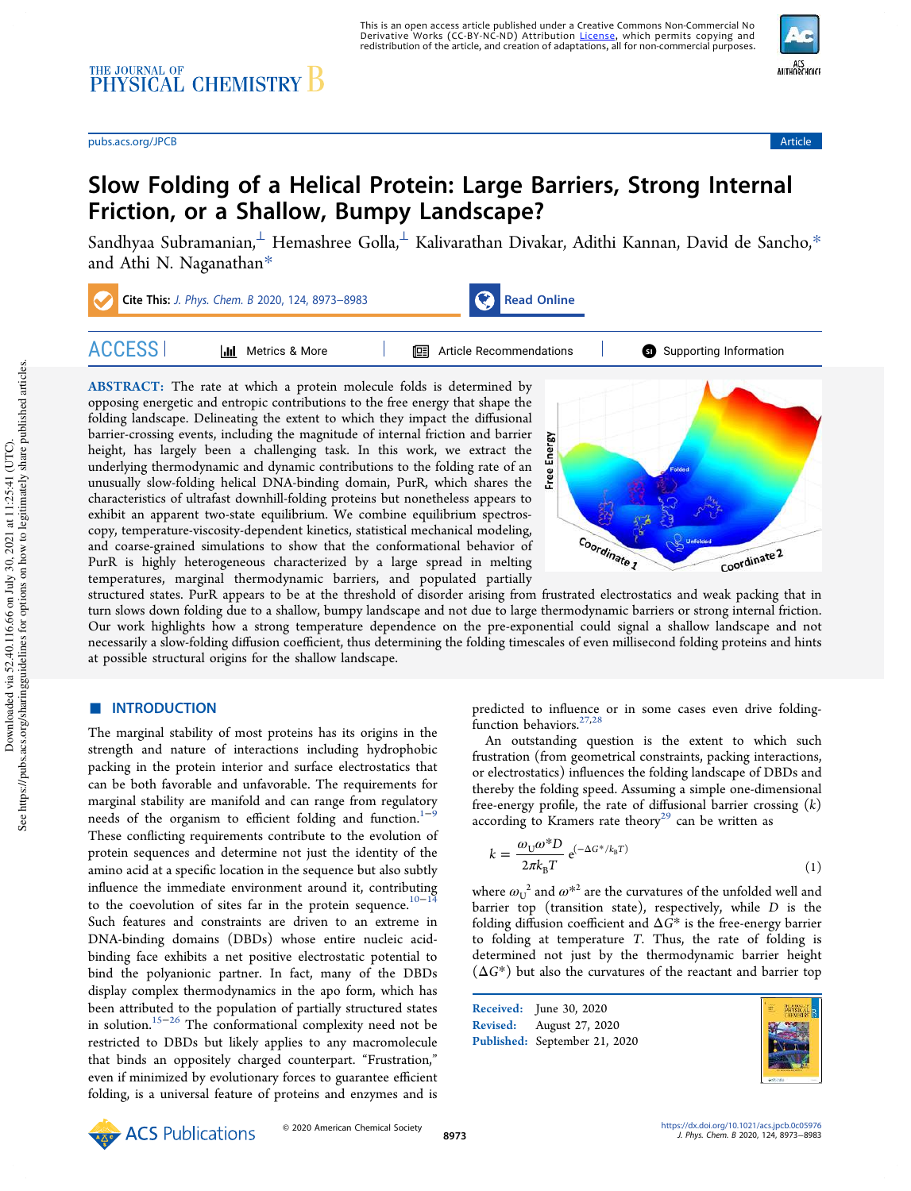# Slow Folding of a Helical Protein: Large Barriers, Strong Internal Friction, or a Shallow, Bumpy Landscape?

Sandhyaa Subramanian,[⊥] Hemashree Golla,[⊥] Kalivarathan Divakar, Adithi Kannan, David de Sancho,* and Athi N. Naganathan*

**ABSTRACT:** The rate at which a protein molecule folds is determined by opposing energetic and entropic contributions to the free energy that shape the folding landscape. Delineating the extent to which they impact the diffusional barrier-crossing events, including the magnitude of internal friction and barrier height, has largely been a challenging task. In this work, we extract the underlying thermodynamic and dynamic contributions to the folding rate of an unusually slow-folding helical DNA-binding domain, PurR, which shares the characteristics of ultrafast downhill-folding proteins but nonetheless appears to exhibit an apparent two-state equilibrium. We combine equilibrium spectroscopy, temperature-viscosity-dependent kinetics, statistical mechanical modeling, and coarse-grained simulations to show that the conformational behavior of PurR is highly heterogeneous characterized by a large spread in melting temperatures, marginal thermodynamic barriers, and populated partially structured states. PurR appears to be at the threshold of disorder arising from frustrated electrostatics and weak packing that in turn slows down folding due to a shallow, bumpy landscape and not due to large thermodynamic barriers or strong internal friction. Our work highlights how a strong temperature dependence on the pre-exponential could signal a shallow landscape and not necessarily a slow-folding diffusion coefficient, thus determining the folding timescales of even millisecond folding proteins and hints at possible structural origins for the shallow landscape.

Free Energy

Folded

Unfolded

Coordinate 1

Coordinate 2

## INTRODUCTION

The marginal stability of most proteins has its origins in the strength and nature of interactions including hydrophobic packing in the protein interior and surface electrostatics that can be both favorable and unfavorable. The requirements for marginal stability are manifold and can range from regulatory needs of the organism to efficient folding and function.[1−9] These conflicting requirements contribute to the evolution of protein sequences and determine not just the identity of the amino acid at a specific location in the sequence but also subtly influence the immediate environment around it, contributing to the coevolution of sites far in the protein sequence.[10−14] Such features and constraints are driven to an extreme in DNA-binding domains (DBDs) whose entire nucleic acid-binding face exhibits a net positive electrostatic potential to bind the polyanionic partner. In fact, many of the DBDs display complex thermodynamics in the apo form, which has been attributed to the population of partially structured states in solution.[15−26] The conformational complexity need not be restricted to DBDs but likely applies to any macromolecule that binds an oppositely charged counterpart. "Frustration," even if minimized by evolutionary forces to guarantee efficient folding, is a universal feature of proteins and enzymes and is predicted to influence or in some cases even drive folding-function behaviors.[27,28]

An outstanding question is the extent to which such frustration (from geometrical constraints, packing interactions, or electrostatics) influences the folding landscape of DBDs and thereby the folding speed. Assuming a simple one-dimensional free-energy profile, the rate of diffusional barrier crossing ($k$) according to Kramers rate theory[29] can be written as

$$k = \frac{\omega_U \omega^* D}{2\pi k_B T} e^{(-\Delta G^*/k_B T)} \quad (1)$$

where $\omega_U^2$ and $\omega^{*2}$ are the curvatures of the unfolded well and barrier top (transition state), respectively, while $D$ is the folding diffusion coefficient and $\Delta G^*$ is the free-energy barrier to folding at temperature $T$. Thus, the rate of folding is determined not just by the thermodynamic barrier height ($\Delta G^*$) but also the curvatures of the reactant and barrier top

Received: June 30, 2020
Revised: August 27, 2020
Published: September 21, 2020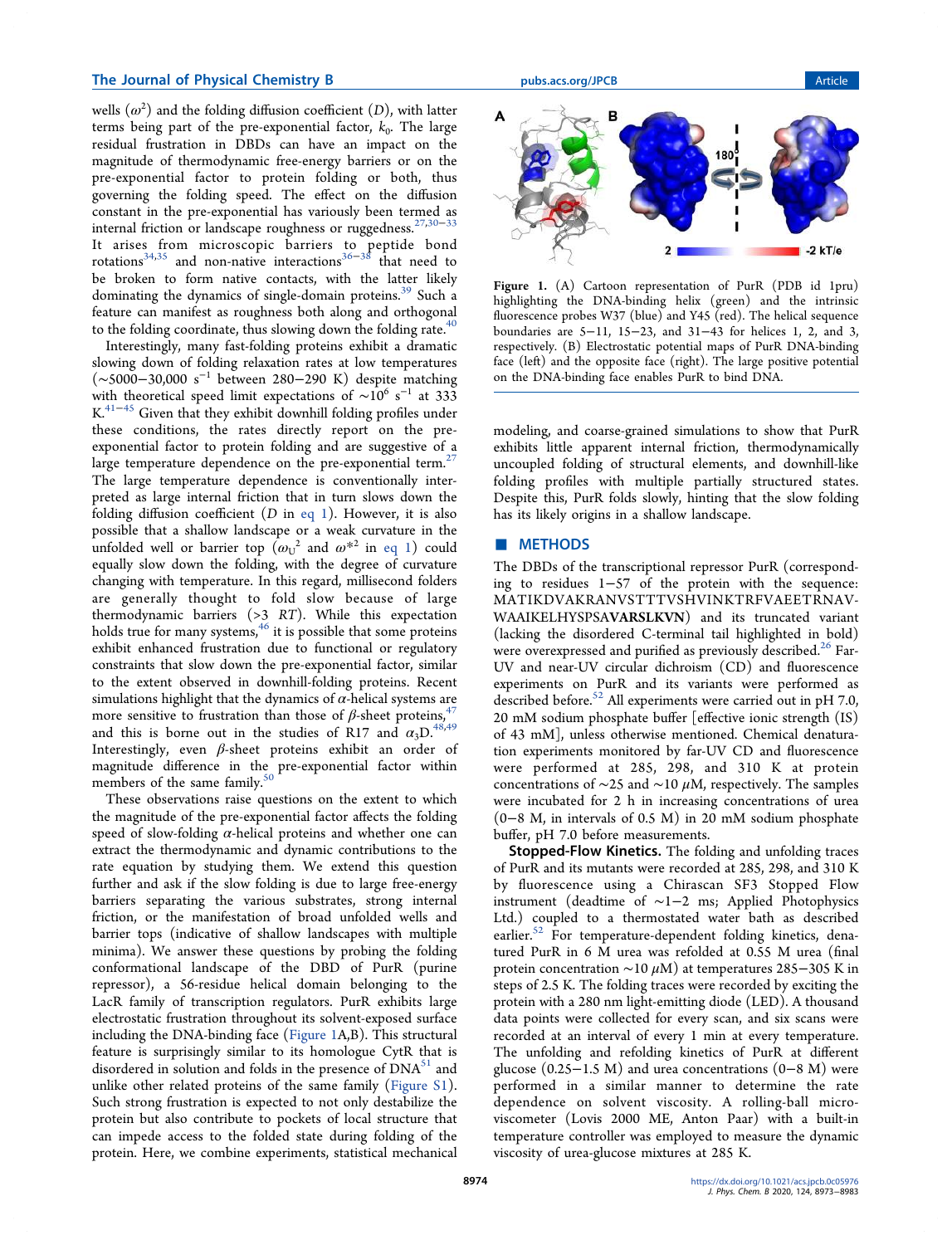wells ($\omega^2$) and the folding diffusion coefficient ($D$), with latter terms being part of the pre-exponential factor, $k_0$. The large residual frustration in DBDs can have an impact on the magnitude of thermodynamic free-energy barriers or on the pre-exponential factor to protein folding or both, thus governing the folding speed. The effect on the diffusion constant in the pre-exponential has variously been termed as internal friction or landscape roughness or ruggedness.[27,30−33] It arises from microscopic barriers to peptide bond rotations[34,35] and non-native interactions[36−38] that need to be broken to form native contacts, with the latter likely dominating the dynamics of single-domain proteins.[39] Such a feature can manifest as roughness both along and orthogonal to the folding coordinate, thus slowing down the folding rate.[40]

Interestingly, many fast-folding proteins exhibit a dramatic slowing down of folding relaxation rates at low temperatures (∼5000−30,000 $s^{-1}$ between 280−290 K) despite matching with theoretical speed limit expectations of ∼$10^6$ $s^{-1}$ at 333 K.[41−45] Given that they exhibit downhill folding profiles under these conditions, the rates directly report on the pre-exponential factor to protein folding and are suggestive of a large temperature dependence on the pre-exponential term.[27] The large temperature dependence is conventionally interpreted as large internal friction that in turn slows down the folding diffusion coefficient ($D$ in eq 1). However, it is also possible that a shallow landscape or a weak curvature in the unfolded well or barrier top ($\omega_U^2$ and $\omega^{*2}$ in eq 1) could equally slow down the folding, with the degree of curvature changing with temperature. In this regard, millisecond folders are generally thought to fold slow because of large thermodynamic barriers (>3 $RT$). While this expectation holds true for many systems,[46] it is possible that some proteins exhibit enhanced frustration due to functional or regulatory constraints that slow down the pre-exponential factor, similar to the extent observed in downhill-folding proteins. Recent simulations highlight that the dynamics of $\alpha$-helical systems are more sensitive to frustration than those of $\beta$-sheet proteins,[47] and this is borne out in the studies of R17 and $\alpha_3$D.[48,49] Interestingly, even $\beta$-sheet proteins exhibit an order of magnitude difference in the pre-exponential factor within members of the same family.[50]

These observations raise questions on the extent to which the magnitude of the pre-exponential factor affects the folding speed of slow-folding $\alpha$-helical proteins and whether one can extract the thermodynamic and dynamic contributions to the rate equation by studying them. We extend this question further and ask if the slow folding is due to large free-energy barriers separating the various substrates, strong internal friction, or the manifestation of broad unfolded wells and barrier tops (indicative of shallow landscapes with multiple minima). We answer these questions by probing the folding conformational landscape of the DBD of PurR (purine repressor), a 56-residue helical domain belonging to the LacR family of transcription regulators. PurR exhibits large electrostatic frustration throughout its solvent-exposed surface including the DNA-binding face (Figure 1A,B). This structural feature is surprisingly similar to its homologue CytR that is disordered in solution and folds in the presence of DNA[51] and unlike other related proteins of the same family (Figure S1). Such strong frustration is expected to not only destabilize the protein but also contribute to pockets of local structure that can impede access to the folded state during folding of the protein. Here, we combine experiments, statistical mechanical modeling, and coarse-grained simulations to show that PurR exhibits little apparent internal friction, thermodynamically uncoupled folding of structural elements, and downhill-like folding profiles with multiple partially structured states. Despite this, PurR folds slowly, hinting that the slow folding has its likely origins in a shallow landscape.

Figure 1. (A) Cartoon representation of PurR (PDB id 1pru) highlighting the DNA-binding helix (green) and the intrinsic fluorescence probes W37 (blue) and Y45 (red). The helical sequence boundaries are 5−11, 15−23, and 31−43 for helices 1, 2, and 3, respectively. (B) Electrostatic potential maps of PurR DNA-binding face (left) and the opposite face (right). The large positive potential on the DNA-binding face enables PurR to bind DNA.

## METHODS

The DBDs of the transcriptional repressor PurR (corresponding to residues 1−57 of the protein with the sequence: MATIKDVAKRANVSTTTVSHVINKTRFVAEETRNAVWAAIKELHYSPSA**VARSLKVN**) and its truncated variant (lacking the disordered C-terminal tail highlighted in bold) were overexpressed and purified as previously described.[26] Far-UV and near-UV circular dichroism (CD) and fluorescence experiments on PurR and its variants were performed as described before.[52] All experiments were carried out in pH 7.0, 20 mM sodium phosphate buffer [effective ionic strength (IS) of 43 mM], unless otherwise mentioned. Chemical denaturation experiments monitored by far-UV CD and fluorescence were performed at 285, 298, and 310 K at protein concentrations of ∼25 and ∼10 μM, respectively. The samples were incubated for 2 h in increasing concentrations of urea (0−8 M, in intervals of 0.5 M) in 20 mM sodium phosphate buffer, pH 7.0 before measurements.

**Stopped-Flow Kinetics.** The folding and unfolding traces of PurR and its mutants were recorded at 285, 298, and 310 K by fluorescence using a Chirascan SF3 Stopped Flow instrument (deadtime of ∼1−2 ms; Applied Photophysics Ltd.) coupled to a thermostated water bath as described earlier.[52] For temperature-dependent folding kinetics, denatured PurR in 6 M urea was refolded at 0.55 M urea (final protein concentration ∼10 μM) at temperatures 285−305 K in steps of 2.5 K. The folding traces were recorded by exciting the protein with a 280 nm light-emitting diode (LED). A thousand data points were collected for every scan, and six scans were recorded at an interval of every 1 min at every temperature. The unfolding and refolding kinetics of PurR at different glucose (0.25−1.5 M) and urea concentrations (0−8 M) were performed in a similar manner to determine the rate dependence on solvent viscosity. A rolling-ball microviscometer (Lovis 2000 ME, Anton Paar) with a built-in temperature controller was employed to measure the dynamic viscosity of urea-glucose mixtures at 285 K.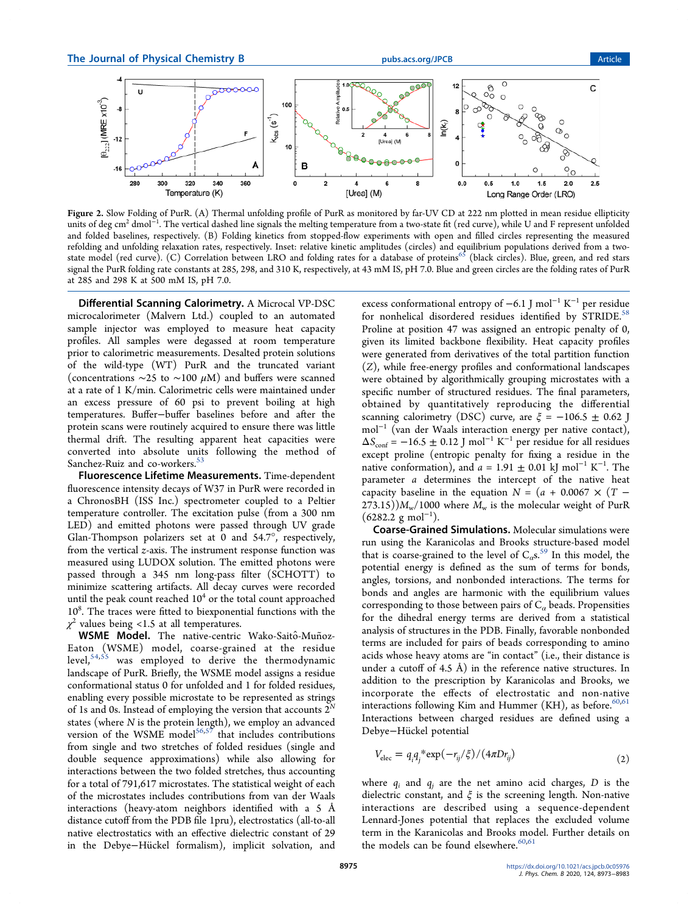Figure 2. Slow Folding of PurR. (A) Thermal unfolding profile of PurR as monitored by far-UV CD at 222 nm plotted in mean residue ellipticity units of deg cm$^2$ dmol$^{-1}$. The vertical dashed line signals the melting temperature from a two-state fit (red curve), while U and F represent unfolded and folded baselines, respectively. (B) Folding kinetics from stopped-flow experiments with open and filled circles representing the measured refolding and unfolding relaxation rates, respectively. Inset: relative kinetic amplitudes (circles) and equilibrium populations derived from a two-state model (red curve). (C) Correlation between LRO and folding rates for a database of proteins[65] (black circles). Blue, green, and red stars signal the PurR folding rate constants at 285, 298, and 310 K, respectively, at 43 mM IS, pH 7.0. Blue and green circles are the folding rates of PurR at 285 and 298 K at 500 mM IS, pH 7.0.

**Differential Scanning Calorimetry.** A Microcal VP-DSC microcalorimeter (Malvern Ltd.) coupled to an automated sample injector was employed to measure heat capacity profiles. All samples were degassed at room temperature prior to calorimetric measurements. Desalted protein solutions of the wild-type (WT) PurR and the truncated variant (concentrations ~25 to ~100 $\mu$M) and buffers were scanned at a rate of 1 K/min. Calorimetric cells were maintained under an excess pressure of 60 psi to prevent boiling at high temperatures. Buffer−buffer baselines before and after the protein scans were routinely acquired to ensure there was little thermal drift. The resulting apparent heat capacities were converted into absolute units following the method of Sanchez-Ruiz and co-workers.[53]

**Fluorescence Lifetime Measurements.** Time-dependent fluorescence intensity decays of W37 in PurR were recorded in a ChronosBH (ISS Inc.) spectrometer coupled to a Peltier temperature controller. The excitation pulse (from a 300 nm LED) and emitted photons were passed through UV grade Glan-Thompson polarizers set at 0 and 54.7°, respectively, from the vertical *z*-axis. The instrument response function was measured using LUDOX solution. The emitted photons were passed through a 345 nm long-pass filter (SCHOTT) to minimize scattering artifacts. All decay curves were recorded until the peak count reached $10^4$ or the total count approached $10^8$. The traces were fitted to biexponential functions with the $\chi^2$ values being <1.5 at all temperatures.

**WSME Model.** The native-centric Wako-Saitô-Muñoz-Eaton (WSME) model, coarse-grained at the residue level,[54,55] was employed to derive the thermodynamic landscape of PurR. Briefly, the WSME model assigns a residue conformational status 0 for unfolded and 1 for folded residues, enabling every possible microstate to be represented as strings of 1s and 0s. Instead of employing the version that accounts $2^N$ states (where *N* is the protein length), we employ an advanced version of the WSME model[56,57] that includes contributions from single and two stretches of folded residues (single and double sequence approximations) while also allowing for interactions between the two folded stretches, thus accounting for a total of 791,617 microstates. The statistical weight of each of the microstates includes contributions from van der Waals interactions (heavy-atom neighbors identified with a 5 Å distance cutoff from the PDB file 1pru), electrostatics (all-to-all native electrostatics with an effective dielectric constant of 29 in the Debye−Hückel formalism), implicit solvation, and excess conformational entropy of −6.1 J mol$^{-1}$ K$^{-1}$ per residue for nonhelical disordered residues identified by STRIDE.[58] Proline at position 47 was assigned an entropic penalty of 0, given its limited backbone flexibility. Heat capacity profiles were generated from derivatives of the total partition function ($Z$), while free-energy profiles and conformational landscapes were obtained by algorithmically grouping microstates with a specific number of structured residues. The final parameters, obtained by quantitatively reproducing the differential scanning calorimetry (DSC) curve, are $\xi$ = −106.5 ± 0.62 J mol$^{-1}$ (van der Waals interaction energy per native contact), $\Delta S_{conf}$ = −16.5 ± 0.12 J mol$^{-1}$ K$^{-1}$ per residue for all residues except proline (entropic penalty for fixing a residue in the native conformation), and $a$ = 1.91 ± 0.01 kJ mol$^{-1}$ K$^{-1}$. The parameter $a$ determines the intercept of the native heat capacity baseline in the equation $N = (a + 0.0067 \times (T - 273.15))M_w/1000$ where $M_w$ is the molecular weight of PurR (6282.2 g mol$^{-1}$).

**Coarse-Grained Simulations.** Molecular simulations were run using the Karanicolas and Brooks structure-based model that is coarse-grained to the level of $C_\alpha$s.[59] In this model, the potential energy is defined as the sum of terms for bonds, angles, torsions, and nonbonded interactions. The terms for bonds and angles are harmonic with the equilibrium values corresponding to those between pairs of $C_\alpha$ beads. Propensities for the dihedral energy terms are derived from a statistical analysis of structures in the PDB. Finally, favorable nonbonded terms are included for pairs of beads corresponding to amino acids whose heavy atoms are "in contact" (i.e., their distance is under a cutoff of 4.5 Å) in the reference native structures. In addition to the prescription by Karanicolas and Brooks, we incorporate the effects of electrostatic and non-native interactions following Kim and Hummer (KH), as before.[60,61] Interactions between charged residues are defined using a Debye−Hückel potential

$$V_{elec} = q_i q_j {}^* \exp(-r_{ij}/\xi)/(4\pi D r_{ij}) \tag{2}$$

where $q_i$ and $q_j$ are the net amino acid charges, $D$ is the dielectric constant, and $\xi$ is the screening length. Non-native interactions are described using a sequence-dependent Lennard-Jones potential that replaces the excluded volume term in the Karanicolas and Brooks model. Further details on the models can be found elsewhere.[60,61]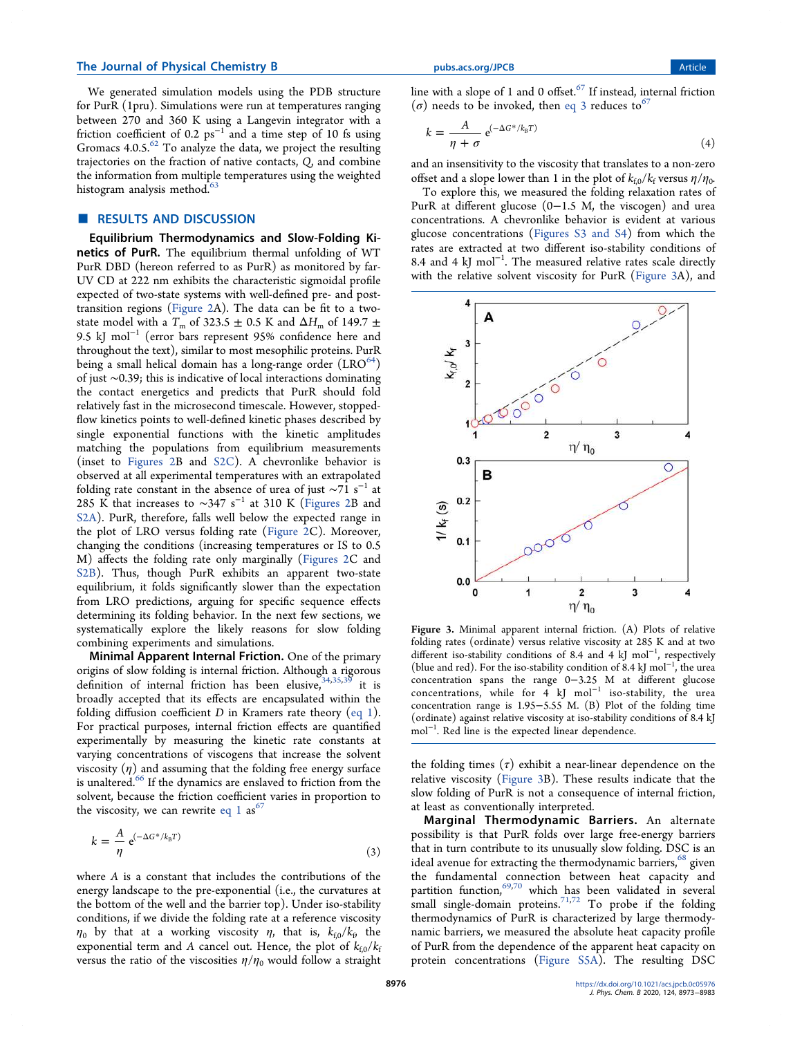We generated simulation models using the PDB structure for PurR (1pru). Simulations were run at temperatures ranging between 270 and 360 K using a Langevin integrator with a friction coefficient of 0.2 $ps^{-1}$ and a time step of 10 fs using Gromacs 4.0.5.[62] To analyze the data, we project the resulting trajectories on the fraction of native contacts, $Q$, and combine the information from multiple temperatures using the weighted histogram analysis method.[63]

## ■ RESULTS AND DISCUSSION

**Equilibrium Thermodynamics and Slow-Folding Kinetics of PurR.** The equilibrium thermal unfolding of WT PurR DBD (hereon referred to as PurR) as monitored by far-UV CD at 222 nm exhibits the characteristic sigmoidal profile expected of two-state systems with well-defined pre- and post-transition regions (Figure 2A). The data can be fit to a two-state model with a $T_m$ of 323.5 ± 0.5 K and $\Delta H_m$ of 149.7 ± 9.5 kJ $mol^{-1}$ (error bars represent 95% confidence here and throughout the text), similar to most mesophilic proteins. PurR being a small helical domain has a long-range order (LRO[64]) of just ~0.39; this is indicative of local interactions dominating the contact energetics and predicts that PurR should fold relatively fast in the microsecond timescale. However, stopped-flow kinetics points to well-defined kinetic phases described by single exponential functions with the kinetic amplitudes matching the populations from equilibrium measurements (inset to Figures 2B and S2C). A chevronlike behavior is observed at all experimental temperatures with an extrapolated folding rate constant in the absence of urea of just ~71 $s^{-1}$ at 285 K that increases to ~347 $s^{-1}$ at 310 K (Figures 2B and S2A). PurR, therefore, falls well below the expected range in the plot of LRO versus folding rate (Figure 2C). Moreover, changing the conditions (increasing temperatures or IS to 0.5 M) affects the folding rate only marginally (Figures 2C and S2B). Thus, though PurR exhibits an apparent two-state equilibrium, it folds significantly slower than the expectation from LRO predictions, arguing for specific sequence effects determining its folding behavior. In the next few sections, we systematically explore the likely reasons for slow folding combining experiments and simulations.

**Minimal Apparent Internal Friction.** One of the primary origins of slow folding is internal friction. Although a rigorous definition of internal friction has been elusive,[34,35,39] it is broadly accepted that its effects are encapsulated within the folding diffusion coefficient $D$ in Kramers rate theory (eq 1). For practical purposes, internal friction effects are quantified experimentally by measuring the kinetic rate constants at varying concentrations of viscogens that increase the solvent viscosity ($\eta$) and assuming that the folding free energy surface is unaltered.[66] If the dynamics are enslaved to friction from the solvent, because the friction coefficient varies in proportion to the viscosity, we can rewrite eq 1 as[67]

$$k = \frac{A}{\eta} e^{(-\Delta G^{*}/k_B T)} \tag{3}$$

where $A$ is a constant that includes the contributions of the energy landscape to the pre-exponential (i.e., the curvatures at the bottom of the well and the barrier top). Under iso-stability conditions, if we divide the folding rate at a reference viscosity $\eta_0$ by that at a working viscosity $\eta$, that is, $k_{f,0}/k_f$, the exponential term and $A$ cancel out. Hence, the plot of $k_{f,0}/k_f$ versus the ratio of the viscosities $\eta/\eta_0$ would follow a straight line with a slope of 1 and 0 offset.[67] If instead, internal friction ($\sigma$) needs to be invoked, then eq 3 reduces to[67]

$$k = \frac{A}{\eta + \sigma} e^{(-\Delta G^{*}/k_B T)} \tag{4}$$

and an insensitivity to the viscosity that translates to a non-zero offset and a slope lower than 1 in the plot of $k_{f,0}/k_f$ versus $\eta/\eta_0$.

To explore this, we measured the folding relaxation rates of PurR at different glucose (0−1.5 M, the viscogen) and urea concentrations. A chevronlike behavior is evident at various glucose concentrations (Figures S3 and S4) from which the rates are extracted at two different iso-stability conditions of 8.4 and 4 kJ $mol^{-1}$. The measured relative rates scale directly with the relative solvent viscosity for PurR (Figure 3A), and the folding times ($\tau$) exhibit a near-linear dependence on the relative viscosity (Figure 3B). These results indicate that the slow folding of PurR is not a consequence of internal friction, at least as conventionally interpreted.

Figure 3. Minimal apparent internal friction. (A) Plots of relative folding rates (ordinate) versus relative viscosity at 285 K and at two different iso-stability conditions of 8.4 and 4 kJ $mol^{-1}$, respectively (blue and red). For the iso-stability condition of 8.4 kJ $mol^{-1}$, the urea concentration spans the range 0−3.25 M at different glucose concentrations, while for 4 kJ $mol^{-1}$ iso-stability, the urea concentration range is 1.95−5.55 M. (B) Plot of the folding time (ordinate) against relative viscosity at iso-stability conditions of 8.4 kJ $mol^{-1}$. Red line is the expected linear dependence.

**Marginal Thermodynamic Barriers.** An alternate possibility is that PurR folds over large free-energy barriers that in turn contribute to its unusually slow folding. DSC is an ideal avenue for extracting the thermodynamic barriers,[68] given the fundamental connection between heat capacity and partition function,[69,70] which has been validated in several small single-domain proteins.[71,72] To probe if the folding thermodynamics of PurR is characterized by large thermodynamic barriers, we measured the absolute heat capacity profile of PurR from the dependence of the apparent heat capacity on protein concentrations (Figure S5A). The resulting DSC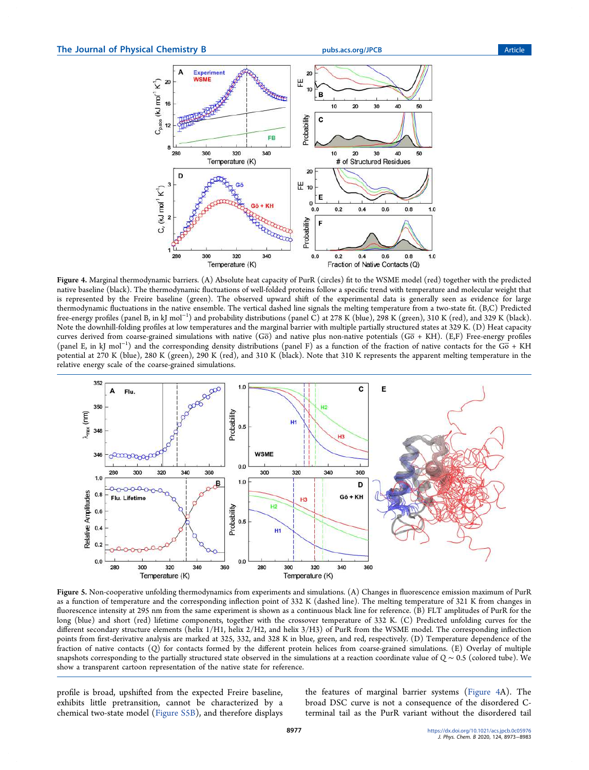Figure 4. Marginal thermodynamic barriers. (A) Absolute heat capacity of PurR (circles) fit to the WSME model (red) together with the predicted native baseline (black). The thermodynamic fluctuations of well-folded proteins follow a specific trend with temperature and molecular weight that is represented by the Freire baseline (green). The observed upward shift of the experimental data is generally seen as evidence for large thermodynamic fluctuations in the native ensemble. The vertical dashed line signals the melting temperature from a two-state fit. (B,C) Predicted free-energy profiles (panel B, in kJ mol$^{-1}$) and probability distributions (panel C) at 278 K (blue), 298 K (green), 310 K (red), and 329 K (black). Note the downhill-folding profiles at low temperatures and the marginal barrier with multiple partially structured states at 329 K. (D) Heat capacity curves derived from coarse-grained simulations with native (G$\bar{o}$) and native plus non-native potentials (G$\bar{o}$ + KH). (E,F) Free-energy profiles (panel E, in kJ mol$^{-1}$) and the corresponding density distributions (panel F) as a function of the fraction of native contacts for the G$\bar{o}$ + KH potential at 270 K (blue), 280 K (green), 290 K (red), and 310 K (black). Note that 310 K represents the apparent melting temperature in the relative energy scale of the coarse-grained simulations.

Figure 5. Non-cooperative unfolding thermodynamics from experiments and simulations. (A) Changes in fluorescence emission maximum of PurR as a function of temperature and the corresponding inflection point of 332 K (dashed line). The melting temperature of 321 K from changes in fluorescence intensity at 295 nm from the same experiment is shown as a continuous black line for reference. (B) FLT amplitudes of PurR for the long (blue) and short (red) lifetime components, together with the crossover temperature of 332 K. (C) Predicted unfolding curves for the different secondary structure elements (helix 1/H1, helix 2/H2, and helix 3/H3) of PurR from the WSME model. The corresponding inflection points from first-derivative analysis are marked at 325, 332, and 328 K in blue, green, and red, respectively. (D) Temperature dependence of the fraction of native contacts ($Q$) for contacts formed by the different protein helices from coarse-grained simulations. (E) Overlay of multiple snapshots corresponding to the partially structured state observed in the simulations at a reaction coordinate value of $Q \sim 0.5$ (colored tube). We show a transparent cartoon representation of the native state for reference.

profile is broad, upshifted from the expected Freire baseline, exhibits little pretransition, cannot be characterized by a chemical two-state model (Figure S5B), and therefore displays the features of marginal barrier systems (Figure 4A). The broad DSC curve is not a consequence of the disordered C-terminal tail as the PurR variant without the disordered tail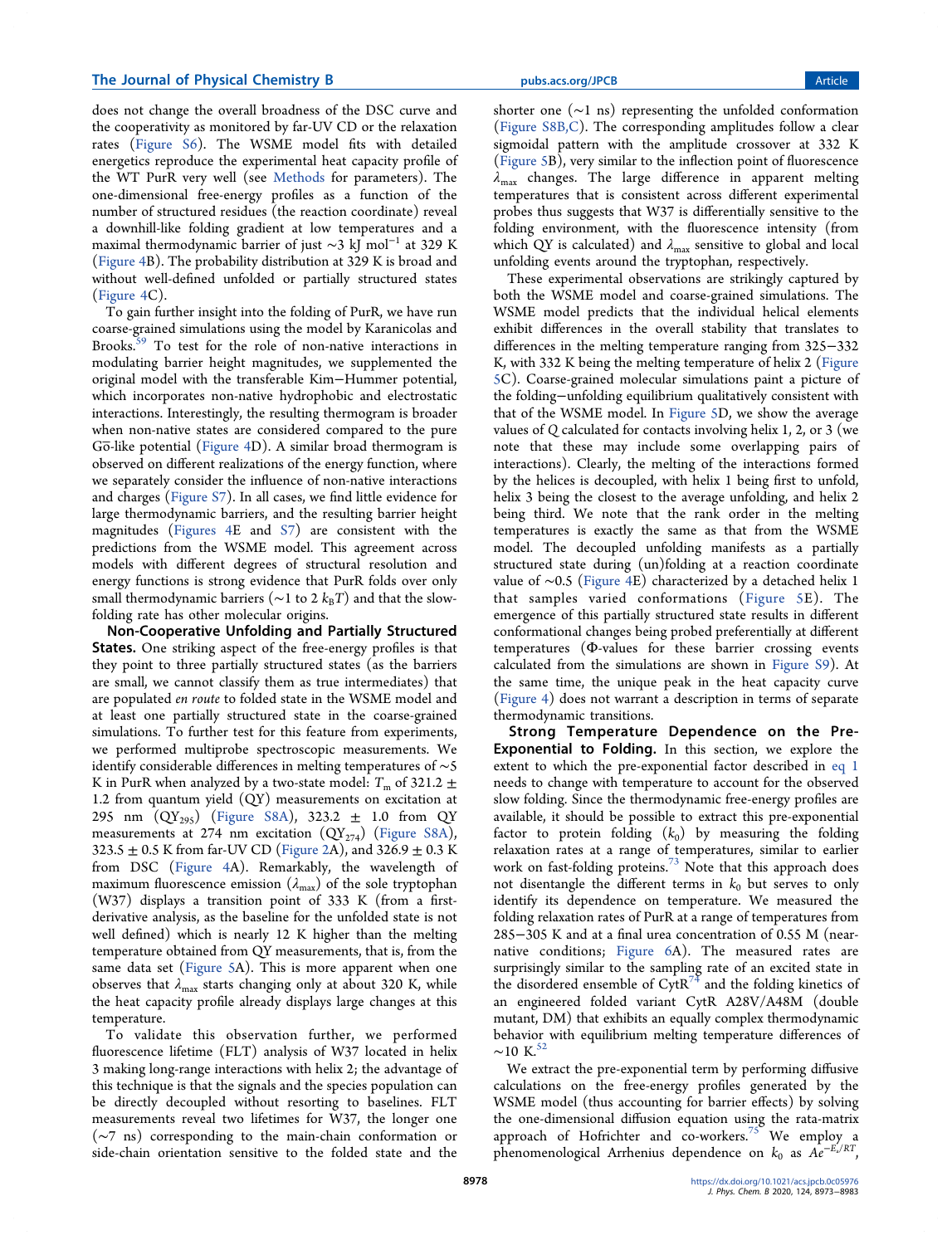does not change the overall broadness of the DSC curve and the cooperativity as monitored by far-UV CD or the relaxation rates (Figure S6). The WSME model fits with detailed energetics reproduce the experimental heat capacity profile of the WT PurR very well (see Methods for parameters). The one-dimensional free-energy profiles as a function of the number of structured residues (the reaction coordinate) reveal a downhill-like folding gradient at low temperatures and a maximal thermodynamic barrier of just ∼3 kJ $mol^{-1}$ at 329 K (Figure 4B). The probability distribution at 329 K is broad and without well-defined unfolded or partially structured states (Figure 4C).

To gain further insight into the folding of PurR, we have run coarse-grained simulations using the model by Karanicolas and Brooks.[59] To test for the role of non-native interactions in modulating barrier height magnitudes, we supplemented the original model with the transferable Kim−Hummer potential, which incorporates non-native hydrophobic and electrostatic interactions. Interestingly, the resulting thermogram is broader when non-native states are considered compared to the pure Gō-like potential (Figure 4D). A similar broad thermogram is observed on different realizations of the energy function, where we separately consider the influence of non-native interactions and charges (Figure S7). In all cases, we find little evidence for large thermodynamic barriers, and the resulting barrier height magnitudes (Figures 4E and S7) are consistent with the predictions from the WSME model. This agreement across models with different degrees of structural resolution and energy functions is strong evidence that PurR folds over only small thermodynamic barriers (∼1 to 2 $k_BT$) and that the slow-folding rate has other molecular origins.

**Non-Cooperative Unfolding and Partially Structured States.** One striking aspect of the free-energy profiles is that they point to three partially structured states (as the barriers are small, we cannot classify them as true intermediates) that are populated *en route* to folded state in the WSME model and at least one partially structured state in the coarse-grained simulations. To further test for this feature from experiments, we performed multiprobe spectroscopic measurements. We identify considerable differences in melting temperatures of ∼5 K in PurR when analyzed by a two-state model: $T_m$ of 321.2 ± 1.2 from quantum yield (QY) measurements on excitation at 295 nm ($QY_{295}$) (Figure S8A), 323.2 ± 1.0 from QY measurements at 274 nm excitation ($QY_{274}$) (Figure S8A), 323.5 ± 0.5 K from far-UV CD (Figure 2A), and 326.9 ± 0.3 K from DSC (Figure 4A). Remarkably, the wavelength of maximum fluorescence emission ($\lambda_{max}$) of the sole tryptophan (W37) displays a transition point of 333 K (from a first-derivative analysis, as the baseline for the unfolded state is not well defined) which is nearly 12 K higher than the melting temperature obtained from QY measurements, that is, from the same data set (Figure 5A). This is more apparent when one observes that $\lambda_{max}$ starts changing only at about 320 K, while the heat capacity profile already displays large changes at this temperature.

To validate this observation further, we performed fluorescence lifetime (FLT) analysis of W37 located in helix 3 making long-range interactions with helix 2; the advantage of this technique is that the signals and the species population can be directly decoupled without resorting to baselines. FLT measurements reveal two lifetimes for W37, the longer one (∼7 ns) corresponding to the main-chain conformation or side-chain orientation sensitive to the folded state and the shorter one (∼1 ns) representing the unfolded conformation (Figure S8B,C). The corresponding amplitudes follow a clear sigmoidal pattern with the amplitude crossover at 332 K (Figure 5B), very similar to the inflection point of fluorescence $\lambda_{max}$ changes. The large difference in apparent melting temperatures that is consistent across different experimental probes thus suggests that W37 is differentially sensitive to the folding environment, with the fluorescence intensity (from which QY is calculated) and $\lambda_{max}$ sensitive to global and local unfolding events around the tryptophan, respectively.

These experimental observations are strikingly captured by both the WSME model and coarse-grained simulations. The WSME model predicts that the individual helical elements exhibit differences in the overall stability that translates to differences in the melting temperature ranging from 325−332 K, with 332 K being the melting temperature of helix 2 (Figure 5C). Coarse-grained molecular simulations paint a picture of the folding−unfolding equilibrium qualitatively consistent with that of the WSME model. In Figure 5D, we show the average values of Q calculated for contacts involving helix 1, 2, or 3 (we note that these may include some overlapping pairs of interactions). Clearly, the melting of the interactions formed by the helices is decoupled, with helix 1 being first to unfold, helix 3 being the closest to the average unfolding, and helix 2 being third. We note that the rank order in the melting temperatures is exactly the same as that from the WSME model. The decoupled unfolding manifests as a partially structured state during (un)folding at a reaction coordinate value of ∼0.5 (Figure 4E) characterized by a detached helix 1 that samples varied conformations (Figure 5E). The emergence of this partially structured state results in different conformational changes being probed preferentially at different temperatures (Φ-values for these barrier crossing events calculated from the simulations are shown in Figure S9). At the same time, the unique peak in the heat capacity curve (Figure 4) does not warrant a description in terms of separate thermodynamic transitions.

**Strong Temperature Dependence on the Pre-Exponential to Folding.** In this section, we explore the extent to which the pre-exponential factor described in eq 1 needs to change with temperature to account for the observed slow folding. Since the thermodynamic free-energy profiles are available, it should be possible to extract this pre-exponential factor to protein folding ($k_0$) by measuring the folding relaxation rates at a range of temperatures, similar to earlier work on fast-folding proteins.[73] Note that this approach does not disentangle the different terms in $k_0$ but serves to only identify its dependence on temperature. We measured the folding relaxation rates of PurR at a range of temperatures from 285−305 K and at a final urea concentration of 0.55 M (near-native conditions; Figure 6A). The measured rates are surprisingly similar to the sampling rate of an excited state in the disordered ensemble of CytR[74] and the folding kinetics of an engineered folded variant CytR A28V/A48M (double mutant, DM) that exhibits an equally complex thermodynamic behavior with equilibrium melting temperature differences of ∼10 K.[52]

We extract the pre-exponential term by performing diffusive calculations on the free-energy profiles generated by the WSME model (thus accounting for barrier effects) by solving the one-dimensional diffusion equation using the rata-matrix approach of Hofrichter and co-workers.[75] We employ a phenomenological Arrhenius dependence on $k_0$ as $Ae^{-E_a/RT}$,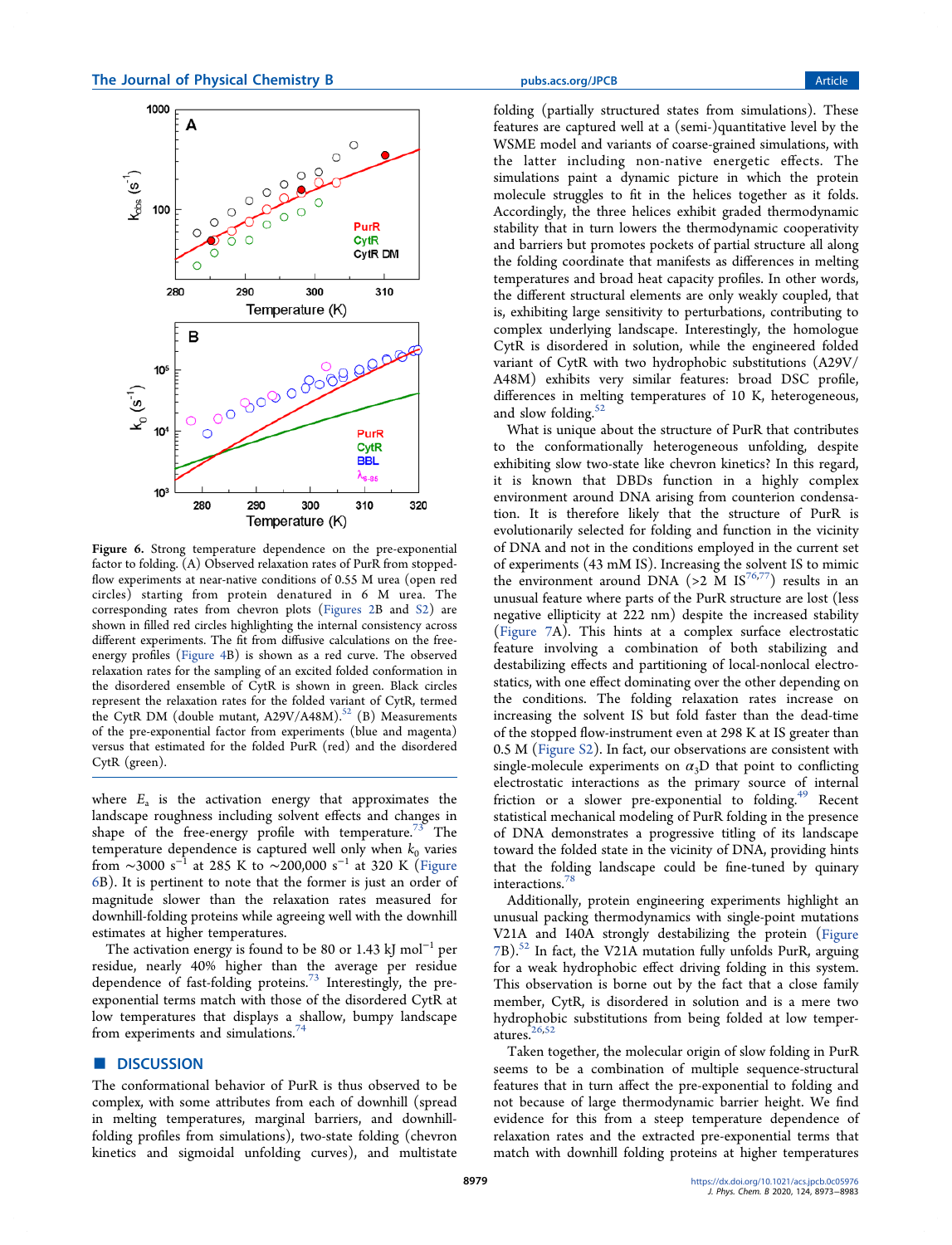**Figure 6.** Strong temperature dependence on the pre-exponential factor to folding. (A) Observed relaxation rates of PurR from stopped-flow experiments at near-native conditions of 0.55 M urea (open red circles) starting from protein denatured in 6 M urea. The corresponding rates from chevron plots (Figures 2B and S2) are shown in filled red circles highlighting the internal consistency across different experiments. The fit from diffusive calculations on the free-energy profiles (Figure 4B) is shown as a red curve. The observed relaxation rates for the sampling of an excited folded conformation in the disordered ensemble of CytR is shown in green. Black circles represent the relaxation rates for the folded variant of CytR, termed the CytR DM (double mutant, A29V/A48M).[52] (B) Measurements of the pre-exponential factor from experiments (blue and magenta) versus that estimated for the folded PurR (red) and the disordered CytR (green).

where $E_a$ is the activation energy that approximates the landscape roughness including solvent effects and changes in shape of the free-energy profile with temperature.[73] The temperature dependence is captured well only when $k_0$ varies from ~3000 $s^{-1}$ at 285 K to ~200,000 $s^{-1}$ at 320 K (Figure 6B). It is pertinent to note that the former is just an order of magnitude slower than the relaxation rates measured for downhill-folding proteins while agreeing well with the downhill estimates at higher temperatures.

The activation energy is found to be 80 or 1.43 kJ $mol^{-1}$ per residue, nearly 40% higher than the average per residue dependence of fast-folding proteins.[73] Interestingly, the pre-exponential terms match with those of the disordered CytR at low temperatures that displays a shallow, bumpy landscape from experiments and simulations.[74]

## ■ DISCUSSION

The conformational behavior of PurR is thus observed to be complex, with some attributes from each of downhill (spread in melting temperatures, marginal barriers, and downhill-folding profiles from simulations), two-state folding (chevron kinetics and sigmoidal unfolding curves), and multistate folding (partially structured states from simulations). These features are captured well at a (semi-)quantitative level by the WSME model and variants of coarse-grained simulations, with the latter including non-native energetic effects. The simulations paint a dynamic picture in which the protein molecule struggles to fit in the helices together as it folds. Accordingly, the three helices exhibit graded thermodynamic stability that in turn lowers the thermodynamic cooperativity and barriers but promotes pockets of partial structure all along the folding coordinate that manifests as differences in melting temperatures and broad heat capacity profiles. In other words, the different structural elements are only weakly coupled, that is, exhibiting large sensitivity to perturbations, contributing to complex underlying landscape. Interestingly, the homologue CytR is disordered in solution, while the engineered folded variant of CytR with two hydrophobic substitutions (A29V/A48M) exhibits very similar features: broad DSC profile, differences in melting temperatures of 10 K, heterogeneous, and slow folding.[52]

What is unique about the structure of PurR that contributes to the conformationally heterogeneous unfolding, despite exhibiting slow two-state like chevron kinetics? In this regard, it is known that DBDs function in a highly complex environment around DNA arising from counterion condensation. It is therefore likely that the structure of PurR is evolutionarily selected for folding and function in the vicinity of DNA and not in the conditions employed in the current set of experiments (43 mM IS). Increasing the solvent IS to mimic the environment around DNA (>2 M IS[76,77]) results in an unusual feature where parts of the PurR structure are lost (less negative ellipticity at 222 nm) despite the increased stability (Figure 7A). This hints at a complex surface electrostatic feature involving a combination of both stabilizing and destabilizing effects and partitioning of local-nonlocal electrostatics, with one effect dominating over the other depending on the conditions. The folding relaxation rates increase on increasing the solvent IS but fold faster than the dead-time of the stopped flow-instrument even at 298 K at IS greater than 0.5 M (Figure S2). In fact, our observations are consistent with single-molecule experiments on $\alpha_3$D that point to conflicting electrostatic interactions as the primary source of internal friction or a slower pre-exponential to folding.[49] Recent statistical mechanical modeling of PurR folding in the presence of DNA demonstrates a progressive titling of its landscape toward the folded state in the vicinity of DNA, providing hints that the folding landscape could be fine-tuned by quinary interactions.[78]

Additionally, protein engineering experiments highlight an unusual packing thermodynamics with single-point mutations V21A and I40A strongly destabilizing the protein (Figure 7B).[52] In fact, the V21A mutation fully unfolds PurR, arguing for a weak hydrophobic effect driving folding in this system. This observation is borne out by the fact that a close family member, CytR, is disordered in solution and is a mere two hydrophobic substitutions from being folded at low temperatures.[26,52]

Taken together, the molecular origin of slow folding in PurR seems to be a combination of multiple sequence-structural features that in turn affect the pre-exponential to folding and not because of large thermodynamic barrier height. We find evidence for this from a steep temperature dependence of relaxation rates and the extracted pre-exponential terms that match with downhill folding proteins at higher temperatures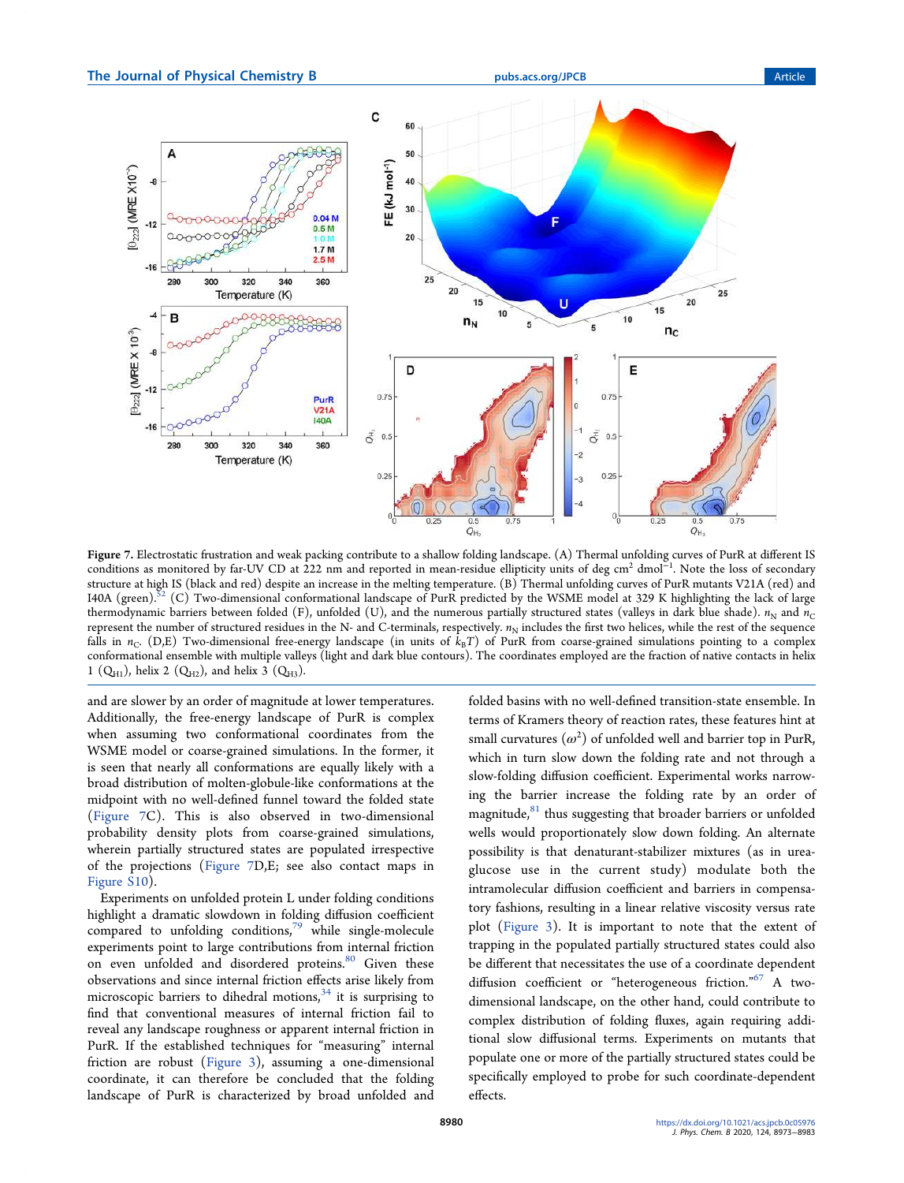Figure 7. Electrostatic frustration and weak packing contribute to a shallow folding landscape. (A) Thermal unfolding curves of PurR at different IS conditions as monitored by far-UV CD at 222 nm and reported in mean-residue ellipticity units of deg cm$^2$ dmol$^{-1}$. Note the loss of secondary structure at high IS (black and red) despite an increase in the melting temperature. (B) Thermal unfolding curves of PurR mutants V21A (red) and I40A (green).[52] (C) Two-dimensional conformational landscape of PurR predicted by the WSME model at 329 K highlighting the lack of large thermodynamic barriers between folded (F), unfolded (U), and the numerous partially structured states (valleys in dark blue shade). $n_N$ and $n_C$ represent the number of structured residues in the N- and C-terminals, respectively. $n_N$ includes the first two helices, while the rest of the sequence falls in $n_C$. (D,E) Two-dimensional free-energy landscape (in units of $k_BT$) of PurR from coarse-grained simulations pointing to a complex conformational ensemble with multiple valleys (light and dark blue contours). The coordinates employed are the fraction of native contacts in helix 1 ($Q_{H1}$), helix 2 ($Q_{H2}$), and helix 3 ($Q_{H3}$).

and are slower by an order of magnitude at lower temperatures. Additionally, the free-energy landscape of PurR is complex when assuming two conformational coordinates from the WSME model or coarse-grained simulations. In the former, it is seen that nearly all conformations are equally likely with a broad distribution of molten-globule-like conformations at the midpoint with no well-defined funnel toward the folded state (Figure 7C). This is also observed in two-dimensional probability density plots from coarse-grained simulations, wherein partially structured states are populated irrespective of the projections (Figure 7D,E; see also contact maps in Figure S10).

Experiments on unfolded protein L under folding conditions highlight a dramatic slowdown in folding diffusion coefficient compared to unfolding conditions,[79] while single-molecule experiments point to large contributions from internal friction on even unfolded and disordered proteins.[80] Given these observations and since internal friction effects arise likely from microscopic barriers to dihedral motions,[34] it is surprising to find that conventional measures of internal friction fail to reveal any landscape roughness or apparent internal friction in PurR. If the established techniques for "measuring" internal friction are robust (Figure 3), assuming a one-dimensional coordinate, it can therefore be concluded that the folding landscape of PurR is characterized by broad unfolded and folded basins with no well-defined transition-state ensemble. In terms of Kramers theory of reaction rates, these features hint at small curvatures ($\omega^2$) of unfolded well and barrier top in PurR, which in turn slow down the folding rate and not through a slow-folding diffusion coefficient. Experimental works narrowing the barrier increase the folding rate by an order of magnitude,[81] thus suggesting that broader barriers or unfolded wells would proportionately slow down folding. An alternate possibility is that denaturant-stabilizer mixtures (as in urea-glucose use in the current study) modulate both the intramolecular diffusion coefficient and barriers in compensatory fashions, resulting in a linear relative viscosity versus rate plot (Figure 3). It is important to note that the extent of trapping in the populated partially structured states could also be different that necessitates the use of a coordinate dependent diffusion coefficient or "heterogeneous friction."[67] A two-dimensional landscape, on the other hand, could contribute to complex distribution of folding fluxes, again requiring additional slow diffusional terms. Experiments on mutants that populate one or more of the partially structured states could be specifically employed to probe for such coordinate-dependent effects.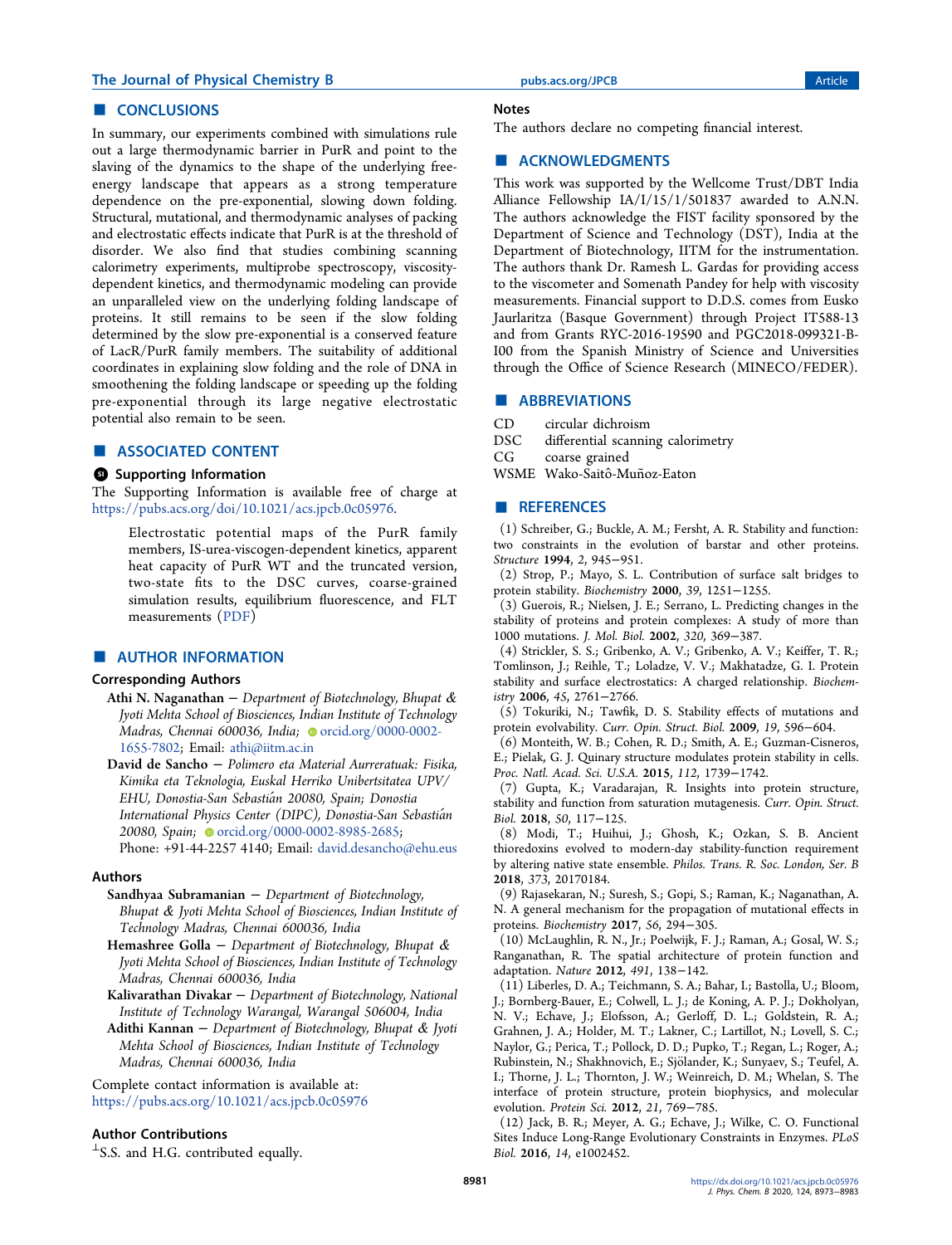## CONCLUSIONS

In summary, our experiments combined with simulations rule out a large thermodynamic barrier in PurR and point to the slaving of the dynamics to the shape of the underlying free-energy landscape that appears as a strong temperature dependence on the pre-exponential, slowing down folding. Structural, mutational, and thermodynamic analyses of packing and electrostatic effects indicate that PurR is at the threshold of disorder. We also find that studies combining scanning calorimetry experiments, multiprobe spectroscopy, viscosity-dependent kinetics, and thermodynamic modeling can provide an unparalleled view on the underlying folding landscape of proteins. It still remains to be seen if the slow folding determined by the slow pre-exponential is a conserved feature of LacR/PurR family members. The suitability of additional coordinates in explaining slow folding and the role of DNA in smoothening the folding landscape or speeding up the folding pre-exponential through its large negative electrostatic potential also remain to be seen.

## ASSOCIATED CONTENT

### Supporting Information

The Supporting Information is available free of charge at https://pubs.acs.org/doi/10.1021/acs.jpcb.0c05976.

> Electrostatic potential maps of the PurR family members, IS-urea-viscogen-dependent kinetics, apparent heat capacity of PurR WT and the truncated version, two-state fits to the DSC curves, coarse-grained simulation results, equilibrium fluorescence, and FLT measurements (PDF)

## AUTHOR INFORMATION

### Corresponding Authors

**Athi N. Naganathan** − *Department of Biotechnology, Bhupat & Jyoti Mehta School of Biosciences, Indian Institute of Technology Madras, Chennai 600036, India;* orcid.org/0000-0002-1655-7802; Email: athi@iitm.ac.in

**David de Sancho** − *Polimero eta Material Aurreratuak: Fisika, Kimika eta Teknologia, Euskal Herriko Unibertsitatea UPV/EHU, Donostia-San Sebastián 20080, Spain; Donostia International Physics Center (DIPC), Donostia-San Sebastián 20080, Spain;* orcid.org/0000-0002-8985-2685; Phone: +91-44-2257 4140; Email: david.desancho@ehu.eus

### Authors

**Sandhyaa Subramanian** − *Department of Biotechnology, Bhupat & Jyoti Mehta School of Biosciences, Indian Institute of Technology Madras, Chennai 600036, India*

**Hemashree Golla** − *Department of Biotechnology, Bhupat & Jyoti Mehta School of Biosciences, Indian Institute of Technology Madras, Chennai 600036, India*

**Kalivarathan Divakar** − *Department of Biotechnology, National Institute of Technology Warangal, Warangal 506004, India*

**Adithi Kannan** − *Department of Biotechnology, Bhupat & Jyoti Mehta School of Biosciences, Indian Institute of Technology Madras, Chennai 600036, India*

Complete contact information is available at: https://pubs.acs.org/10.1021/acs.jpcb.0c05976

### Author Contributions

⊥S.S. and H.G. contributed equally.

### Notes

The authors declare no competing financial interest.

## ACKNOWLEDGMENTS

This work was supported by the Wellcome Trust/DBT India Alliance Fellowship IA/I/15/1/501837 awarded to A.N.N. The authors acknowledge the FIST facility sponsored by the Department of Science and Technology (DST), India at the Department of Biotechnology, IITM for the instrumentation. The authors thank Dr. Ramesh L. Gardas for providing access to the viscometer and Somenath Pandey for help with viscosity measurements. Financial support to D.D.S. comes from Eusko Jaurlaritza (Basque Government) through Project IT588-13 and from Grants RYC-2016-19590 and PGC2018-099321-B-I00 from the Spanish Ministry of Science and Universities through the Office of Science Research (MINECO/FEDER).

## ABBREVIATIONS

CD circular dichroism
DSC differential scanning calorimetry
CG coarse grained
WSME Wako-Saitô-Muñoz-Eaton

## REFERENCES

(1) Schreiber, G.; Buckle, A. M.; Fersht, A. R. Stability and function: two constraints in the evolution of barstar and other proteins. *Structure* **1994**, *2*, 945−951.

(2) Strop, P.; Mayo, S. L. Contribution of surface salt bridges to protein stability. *Biochemistry* **2000**, *39*, 1251−1255.

(3) Guerois, R.; Nielsen, J. E.; Serrano, L. Predicting changes in the stability of proteins and protein complexes: A study of more than 1000 mutations. *J. Mol. Biol.* **2002**, *320*, 369−387.

(4) Strickler, S. S.; Gribenko, A. V.; Gribenko, A. V.; Keiffer, T. R.; Tomlinson, J.; Reihle, T.; Loladze, V. V.; Makhatadze, G. I. Protein stability and surface electrostatics: A charged relationship. *Biochemistry* **2006**, *45*, 2761−2766.

(5) Tokuriki, N.; Tawfik, D. S. Stability effects of mutations and protein evolvability. *Curr. Opin. Struct. Biol.* **2009**, *19*, 596−604.

(6) Monteith, W. B.; Cohen, R. D.; Smith, A. E.; Guzman-Cisneros, E.; Pielak, G. J. Quinary structure modulates protein stability in cells. *Proc. Natl. Acad. Sci. U.S.A.* **2015**, *112*, 1739−1742.

(7) Gupta, K.; Varadarajan, R. Insights into protein structure, stability and function from saturation mutagenesis. *Curr. Opin. Struct. Biol.* **2018**, *50*, 117−125.

(8) Modi, T.; Huihui, J.; Ghosh, K.; Ozkan, S. B. Ancient thioredoxins evolved to modern-day stability-function requirement by altering native state ensemble. *Philos. Trans. R. Soc. London, Ser. B* **2018**, *373*, 20170184.

(9) Rajasekaran, N.; Suresh, S.; Gopi, S.; Raman, K.; Naganathan, A. N. A general mechanism for the propagation of mutational effects in proteins. *Biochemistry* **2017**, *56*, 294−305.

(10) McLaughlin, R. N., Jr.; Poelwijk, F. J.; Raman, A.; Gosal, W. S.; Ranganathan, R. The spatial architecture of protein function and adaptation. *Nature* **2012**, *491*, 138−142.

(11) Liberles, D. A.; Teichmann, S. A.; Bahar, I.; Bastolla, U.; Bloom, J.; Bornberg-Bauer, E.; Colwell, L. J.; de Koning, A. P. J.; Dokholyan, N. V.; Echave, J.; Elofsson, A.; Gerloff, D. L.; Goldstein, R. A.; Grahnen, J. A.; Holder, M. T.; Lakner, C.; Lartillot, N.; Lovell, S. C.; Naylor, G.; Perica, T.; Pollock, D. D.; Pupko, T.; Regan, L.; Roger, A.; Rubinstein, N.; Shakhnovich, E.; Sjölander, K.; Sunyaev, S.; Teufel, A. I.; Thorne, J. L.; Thornton, J. W.; Weinreich, D. M.; Whelan, S. The interface of protein structure, protein biophysics, and molecular evolution. *Protein Sci.* **2012**, *21*, 769−785.

(12) Jack, B. R.; Meyer, A. G.; Echave, J.; Wilke, C. O. Functional Sites Induce Long-Range Evolutionary Constraints in Enzymes. *PLoS Biol.* **2016**, *14*, e1002452.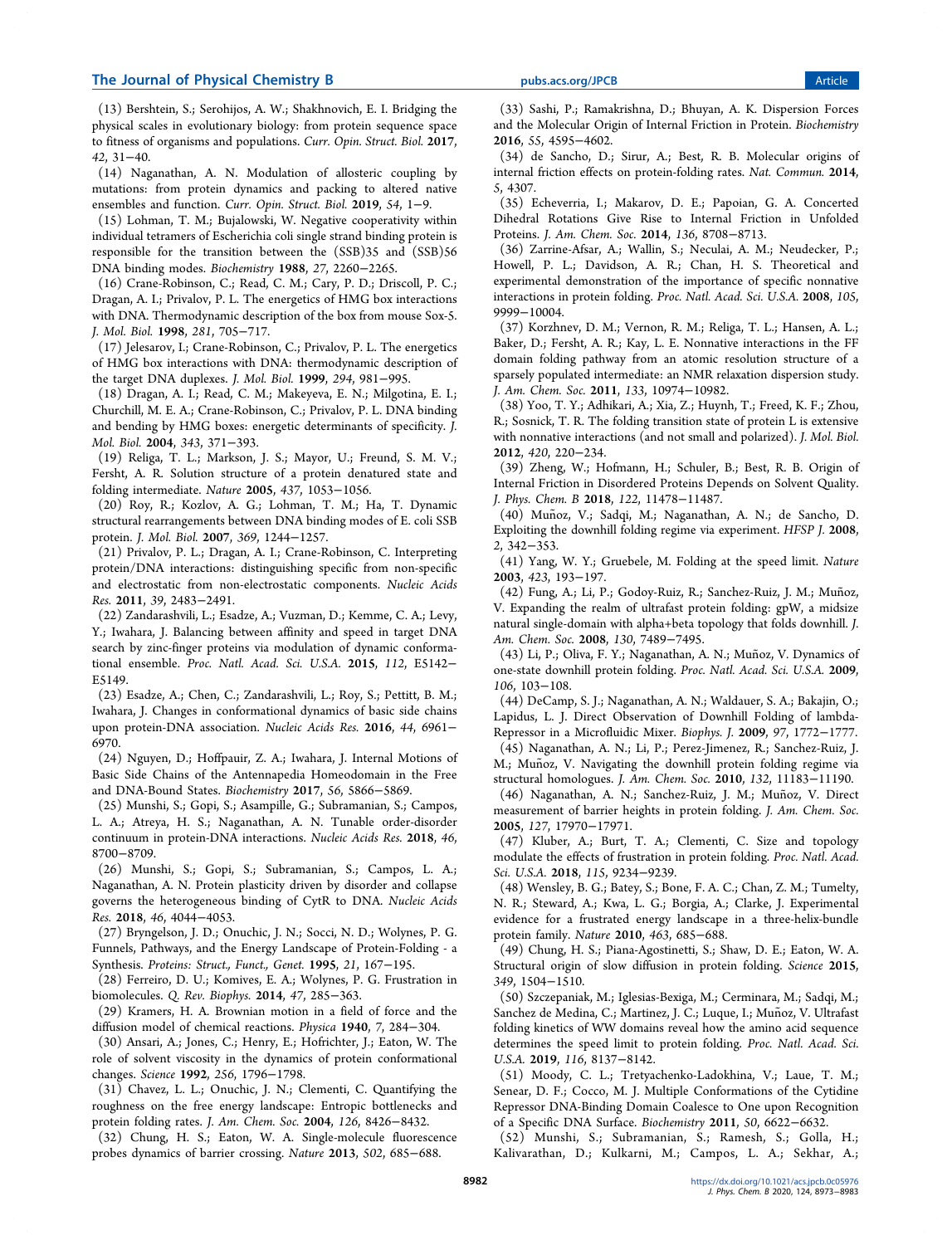(13) Bershtein, S.; Serohijos, A. W.; Shakhnovich, E. I. Bridging the physical scales in evolutionary biology: from protein sequence space to fitness of organisms and populations. *Curr. Opin. Struct. Biol.* **2017**, *42*, 31−40.

(14) Naganathan, A. N. Modulation of allosteric coupling by mutations: from protein dynamics and packing to altered native ensembles and function. *Curr. Opin. Struct. Biol.* **2019**, *54*, 1−9.

(15) Lohman, T. M.; Bujalowski, W. Negative cooperativity within individual tetramers of Escherichia coli single strand binding protein is responsible for the transition between the (SSB)35 and (SSB)56 DNA binding modes. *Biochemistry* **1988**, *27*, 2260−2265.

(16) Crane-Robinson, C.; Read, C. M.; Cary, P. D.; Driscoll, P. C.; Dragan, A. I.; Privalov, P. L. The energetics of HMG box interactions with DNA. Thermodynamic description of the box from mouse Sox-5. *J. Mol. Biol.* **1998**, *281*, 705−717.

(17) Jelesarov, I.; Crane-Robinson, C.; Privalov, P. L. The energetics of HMG box interactions with DNA: thermodynamic description of the target DNA duplexes. *J. Mol. Biol.* **1999**, *294*, 981−995.

(18) Dragan, A. I.; Read, C. M.; Makeyeva, E. N.; Milgotina, E. I.; Churchill, M. E. A.; Crane-Robinson, C.; Privalov, P. L. DNA binding and bending by HMG boxes: energetic determinants of specificity. *J. Mol. Biol.* **2004**, *343*, 371−393.

(19) Religa, T. L.; Markson, J. S.; Mayor, U.; Freund, S. M. V.; Fersht, A. R. Solution structure of a protein denatured state and folding intermediate. *Nature* **2005**, *437*, 1053−1056.

(20) Roy, R.; Kozlov, A. G.; Lohman, T. M.; Ha, T. Dynamic structural rearrangements between DNA binding modes of E. coli SSB protein. *J. Mol. Biol.* **2007**, *369*, 1244−1257.

(21) Privalov, P. L.; Dragan, A. I.; Crane-Robinson, C. Interpreting protein/DNA interactions: distinguishing specific from non-specific and electrostatic from non-electrostatic components. *Nucleic Acids Res.* **2011**, *39*, 2483−2491.

(22) Zandarashvili, L.; Esadze, A.; Vuzman, D.; Kemme, C. A.; Levy, Y.; Iwahara, J. Balancing between affinity and speed in target DNA search by zinc-finger proteins via modulation of dynamic conformational ensemble. *Proc. Natl. Acad. Sci. U.S.A.* **2015**, *112*, E5142−E5149.

(23) Esadze, A.; Chen, C.; Zandarashvili, L.; Roy, S.; Pettitt, B. M.; Iwahara, J. Changes in conformational dynamics of basic side chains upon protein-DNA association. *Nucleic Acids Res.* **2016**, *44*, 6961−6970.

(24) Nguyen, D.; Hoffpauir, Z. A.; Iwahara, J. Internal Motions of Basic Side Chains of the Antennapedia Homeodomain in the Free and DNA-Bound States. *Biochemistry* **2017**, *56*, 5866−5869.

(25) Munshi, S.; Gopi, S.; Asampille, G.; Subramanian, S.; Campos, L. A.; Atreya, H. S.; Naganathan, A. N. Tunable order-disorder continuum in protein-DNA interactions. *Nucleic Acids Res.* **2018**, *46*, 8700−8709.

(26) Munshi, S.; Gopi, S.; Subramanian, S.; Campos, L. A.; Naganathan, A. N. Protein plasticity driven by disorder and collapse governs the heterogeneous binding of CytR to DNA. *Nucleic Acids Res.* **2018**, *46*, 4044−4053.

(27) Bryngelson, J. D.; Onuchic, J. N.; Socci, N. D.; Wolynes, P. G. Funnels, Pathways, and the Energy Landscape of Protein-Folding - a Synthesis. *Proteins: Struct., Funct., Genet.* **1995**, *21*, 167−195.

(28) Ferreiro, D. U.; Komives, E. A.; Wolynes, P. G. Frustration in biomolecules. *Q. Rev. Biophys.* **2014**, *47*, 285−363.

(29) Kramers, H. A. Brownian motion in a field of force and the diffusion model of chemical reactions. *Physica* **1940**, *7*, 284−304.

(30) Ansari, A.; Jones, C.; Henry, E.; Hofrichter, J.; Eaton, W. The role of solvent viscosity in the dynamics of protein conformational changes. *Science* **1992**, *256*, 1796−1798.

(31) Chavez, L. L.; Onuchic, J. N.; Clementi, C. Quantifying the roughness on the free energy landscape: Entropic bottlenecks and protein folding rates. *J. Am. Chem. Soc.* **2004**, *126*, 8426−8432.

(32) Chung, H. S.; Eaton, W. A. Single-molecule fluorescence probes dynamics of barrier crossing. *Nature* **2013**, *502*, 685−688.

(33) Sashi, P.; Ramakrishna, D.; Bhuyan, A. K. Dispersion Forces and the Molecular Origin of Internal Friction in Protein. *Biochemistry* **2016**, *55*, 4595−4602.

(34) de Sancho, D.; Sirur, A.; Best, R. B. Molecular origins of internal friction effects on protein-folding rates. *Nat. Commun.* **2014**, *5*, 4307.

(35) Echeverria, I.; Makarov, D. E.; Papoian, G. A. Concerted Dihedral Rotations Give Rise to Internal Friction in Unfolded Proteins. *J. Am. Chem. Soc.* **2014**, *136*, 8708−8713.

(36) Zarrine-Afsar, A.; Wallin, S.; Neculai, A. M.; Neudecker, P.; Howell, P. L.; Davidson, A. R.; Chan, H. S. Theoretical and experimental demonstration of the importance of specific nonnative interactions in protein folding. *Proc. Natl. Acad. Sci. U.S.A.* **2008**, *105*, 9999−10004.

(37) Korzhnev, D. M.; Vernon, R. M.; Religa, T. L.; Hansen, A. L.; Baker, D.; Fersht, A. R.; Kay, L. E. Nonnative interactions in the FF domain folding pathway from an atomic resolution structure of a sparsely populated intermediate: an NMR relaxation dispersion study. *J. Am. Chem. Soc.* **2011**, *133*, 10974−10982.

(38) Yoo, T. Y.; Adhikari, A.; Xia, Z.; Huynh, T.; Freed, K. F.; Zhou, R.; Sosnick, T. R. The folding transition state of protein L is extensive with nonnative interactions (and not small and polarized). *J. Mol. Biol.* **2012**, *420*, 220−234.

(39) Zheng, W.; Hofmann, H.; Schuler, B.; Best, R. B. Origin of Internal Friction in Disordered Proteins Depends on Solvent Quality. *J. Phys. Chem. B* **2018**, *122*, 11478−11487.

(40) Muñoz, V.; Sadqi, M.; Naganathan, A. N.; de Sancho, D. Exploiting the downhill folding regime via experiment. *HFSP J.* **2008**, *2*, 342−353.

(41) Yang, W. Y.; Gruebele, M. Folding at the speed limit. *Nature* **2003**, *423*, 193−197.

(42) Fung, A.; Li, P.; Godoy-Ruiz, R.; Sanchez-Ruiz, J. M.; Muñoz, V. Expanding the realm of ultrafast protein folding: gpW, a midsize natural single-domain with alpha+beta topology that folds downhill. *J. Am. Chem. Soc.* **2008**, *130*, 7489−7495.

(43) Li, P.; Oliva, F. Y.; Naganathan, A. N.; Muñoz, V. Dynamics of one-state downhill protein folding. *Proc. Natl. Acad. Sci. U.S.A.* **2009**, *106*, 103−108.

(44) DeCamp, S. J.; Naganathan, A. N.; Waldauer, S. A.; Bakajin, O.; Lapidus, L. J. Direct Observation of Downhill Folding of lambda-Repressor in a Microfluidic Mixer. *Biophys. J.* **2009**, *97*, 1772−1777.

(45) Naganathan, A. N.; Li, P.; Perez-Jimenez, R.; Sanchez-Ruiz, J. M.; Muñoz, V. Navigating the downhill protein folding regime via structural homologues. *J. Am. Chem. Soc.* **2010**, *132*, 11183−11190.

(46) Naganathan, A. N.; Sanchez-Ruiz, J. M.; Muñoz, V. Direct measurement of barrier heights in protein folding. *J. Am. Chem. Soc.* **2005**, *127*, 17970−17971.

(47) Kluber, A.; Burt, T. A.; Clementi, C. Size and topology modulate the effects of frustration in protein folding. *Proc. Natl. Acad. Sci. U.S.A.* **2018**, *115*, 9234−9239.

(48) Wensley, B. G.; Batey, S.; Bone, F. A. C.; Chan, Z. M.; Tumelty, N. R.; Steward, A.; Kwa, L. G.; Borgia, A.; Clarke, J. Experimental evidence for a frustrated energy landscape in a three-helix-bundle protein family. *Nature* **2010**, *463*, 685−688.

(49) Chung, H. S.; Piana-Agostinetti, S.; Shaw, D. E.; Eaton, W. A. Structural origin of slow diffusion in protein folding. *Science* **2015**, *349*, 1504−1510.

(50) Szczepaniak, M.; Iglesias-Bexiga, M.; Cerminara, M.; Sadqi, M.; Sanchez de Medina, C.; Martinez, J. C.; Luque, I.; Muñoz, V. Ultrafast folding kinetics of WW domains reveal how the amino acid sequence determines the speed limit to protein folding. *Proc. Natl. Acad. Sci. U.S.A.* **2019**, *116*, 8137−8142.

(51) Moody, C. L.; Tretyachenko-Ladokhina, V.; Laue, T. M.; Senear, D. F.; Cocco, M. J. Multiple Conformations of the Cytidine Repressor DNA-Binding Domain Coalesce to One upon Recognition of a Specific DNA Surface. *Biochemistry* **2011**, *50*, 6622−6632.

(52) Munshi, S.; Subramanian, S.; Ramesh, S.; Golla, H.; Kalivarathan, D.; Kulkarni, M.; Campos, L. A.; Sekhar, A.;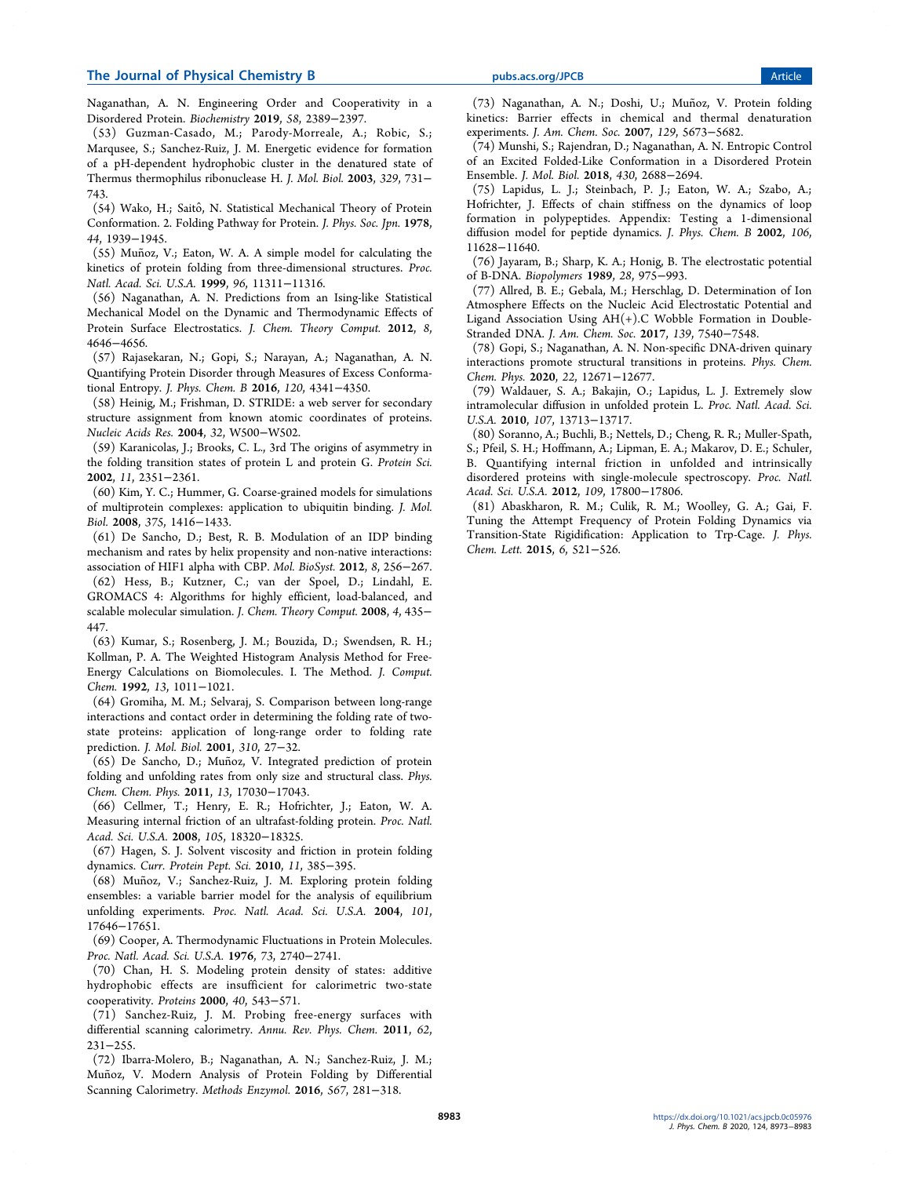Naganathan, A. N. Engineering Order and Cooperativity in a Disordered Protein. *Biochemistry* **2019**, *58*, 2389−2397.

(53) Guzman-Casado, M.; Parody-Morreale, A.; Robic, S.; Marqusee, S.; Sanchez-Ruiz, J. M. Energetic evidence for formation of a pH-dependent hydrophobic cluster in the denatured state of Thermus thermophilus ribonuclease H. *J. Mol. Biol.* **2003**, *329*, 731−743.

(54) Wako, H.; Saitô, N. Statistical Mechanical Theory of Protein Conformation. 2. Folding Pathway for Protein. *J. Phys. Soc. Jpn.* **1978**, *44*, 1939−1945.

(55) Muñoz, V.; Eaton, W. A. A simple model for calculating the kinetics of protein folding from three-dimensional structures. *Proc. Natl. Acad. Sci. U.S.A.* **1999**, *96*, 11311−11316.

(56) Naganathan, A. N. Predictions from an Ising-like Statistical Mechanical Model on the Dynamic and Thermodynamic Effects of Protein Surface Electrostatics. *J. Chem. Theory Comput.* **2012**, *8*, 4646−4656.

(57) Rajasekaran, N.; Gopi, S.; Narayan, A.; Naganathan, A. N. Quantifying Protein Disorder through Measures of Excess Conformational Entropy. *J. Phys. Chem. B* **2016**, *120*, 4341−4350.

(58) Heinig, M.; Frishman, D. STRIDE: a web server for secondary structure assignment from known atomic coordinates of proteins. *Nucleic Acids Res.* **2004**, *32*, W500−W502.

(59) Karanicolas, J.; Brooks, C. L., 3rd The origins of asymmetry in the folding transition states of protein L and protein G. *Protein Sci.* **2002**, *11*, 2351−2361.

(60) Kim, Y. C.; Hummer, G. Coarse-grained models for simulations of multiprotein complexes: application to ubiquitin binding. *J. Mol. Biol.* **2008**, *375*, 1416−1433.

(61) De Sancho, D.; Best, R. B. Modulation of an IDP binding mechanism and rates by helix propensity and non-native interactions: association of HIF1 alpha with CBP. *Mol. BioSyst.* **2012**, *8*, 256−267.

(62) Hess, B.; Kutzner, C.; van der Spoel, D.; Lindahl, E. GROMACS 4: Algorithms for highly efficient, load-balanced, and scalable molecular simulation. *J. Chem. Theory Comput.* **2008**, *4*, 435−447.

(63) Kumar, S.; Rosenberg, J. M.; Bouzida, D.; Swendsen, R. H.; Kollman, P. A. The Weighted Histogram Analysis Method for Free-Energy Calculations on Biomolecules. I. The Method. *J. Comput. Chem.* **1992**, *13*, 1011−1021.

(64) Gromiha, M. M.; Selvaraj, S. Comparison between long-range interactions and contact order in determining the folding rate of two-state proteins: application of long-range order to folding rate prediction. *J. Mol. Biol.* **2001**, *310*, 27−32.

(65) De Sancho, D.; Muñoz, V. Integrated prediction of protein folding and unfolding rates from only size and structural class. *Phys. Chem. Chem. Phys.* **2011**, *13*, 17030−17043.

(66) Cellmer, T.; Henry, E. R.; Hofrichter, J.; Eaton, W. A. Measuring internal friction of an ultrafast-folding protein. *Proc. Natl. Acad. Sci. U.S.A.* **2008**, *105*, 18320−18325.

(67) Hagen, S. J. Solvent viscosity and friction in protein folding dynamics. *Curr. Protein Pept. Sci.* **2010**, *11*, 385−395.

(68) Muñoz, V.; Sanchez-Ruiz, J. M. Exploring protein folding ensembles: a variable barrier model for the analysis of equilibrium unfolding experiments. *Proc. Natl. Acad. Sci. U.S.A.* **2004**, *101*, 17646−17651.

(69) Cooper, A. Thermodynamic Fluctuations in Protein Molecules. *Proc. Natl. Acad. Sci. U.S.A.* **1976**, *73*, 2740−2741.

(70) Chan, H. S. Modeling protein density of states: additive hydrophobic effects are insufficient for calorimetric two-state cooperativity. *Proteins* **2000**, *40*, 543−571.

(71) Sanchez-Ruiz, J. M. Probing free-energy surfaces with differential scanning calorimetry. *Annu. Rev. Phys. Chem.* **2011**, *62*, 231−255.

(72) Ibarra-Molero, B.; Naganathan, A. N.; Sanchez-Ruiz, J. M.; Muñoz, V. Modern Analysis of Protein Folding by Differential Scanning Calorimetry. *Methods Enzymol.* **2016**, *567*, 281−318.

(73) Naganathan, A. N.; Doshi, U.; Muñoz, V. Protein folding kinetics: Barrier effects in chemical and thermal denaturation experiments. *J. Am. Chem. Soc.* **2007**, *129*, 5673−5682.

(74) Munshi, S.; Rajendran, D.; Naganathan, A. N. Entropic Control of an Excited Folded-Like Conformation in a Disordered Protein Ensemble. *J. Mol. Biol.* **2018**, *430*, 2688−2694.

(75) Lapidus, L. J.; Steinbach, P. J.; Eaton, W. A.; Szabo, A.; Hofrichter, J. Effects of chain stiffness on the dynamics of loop formation in polypeptides. Appendix: Testing a 1-dimensional diffusion model for peptide dynamics. *J. Phys. Chem. B* **2002**, *106*, 11628−11640.

(76) Jayaram, B.; Sharp, K. A.; Honig, B. The electrostatic potential of B-DNA. *Biopolymers* **1989**, *28*, 975−993.

(77) Allred, B. E.; Gebala, M.; Herschlag, D. Determination of Ion Atmosphere Effects on the Nucleic Acid Electrostatic Potential and Ligand Association Using AH(+).C Wobble Formation in Double-Stranded DNA. *J. Am. Chem. Soc.* **2017**, *139*, 7540−7548.

(78) Gopi, S.; Naganathan, A. N. Non-specific DNA-driven quinary interactions promote structural transitions in proteins. *Phys. Chem. Chem. Phys.* **2020**, *22*, 12671−12677.

(79) Waldauer, S. A.; Bakajin, O.; Lapidus, L. J. Extremely slow intramolecular diffusion in unfolded protein L. *Proc. Natl. Acad. Sci. U.S.A.* **2010**, *107*, 13713−13717.

(80) Soranno, A.; Buchli, B.; Nettels, D.; Cheng, R. R.; Muller-Spath, S.; Pfeil, S. H.; Hoffmann, A.; Lipman, E. A.; Makarov, D. E.; Schuler, B. Quantifying internal friction in unfolded and intrinsically disordered proteins with single-molecule spectroscopy. *Proc. Natl. Acad. Sci. U.S.A.* **2012**, *109*, 17800−17806.

(81) Abaskharon, R. M.; Culik, R. M.; Woolley, G. A.; Gai, F. Tuning the Attempt Frequency of Protein Folding Dynamics via Transition-State Rigidification: Application to Trp-Cage. *J. Phys. Chem. Lett.* **2015**, *6*, 521−526.